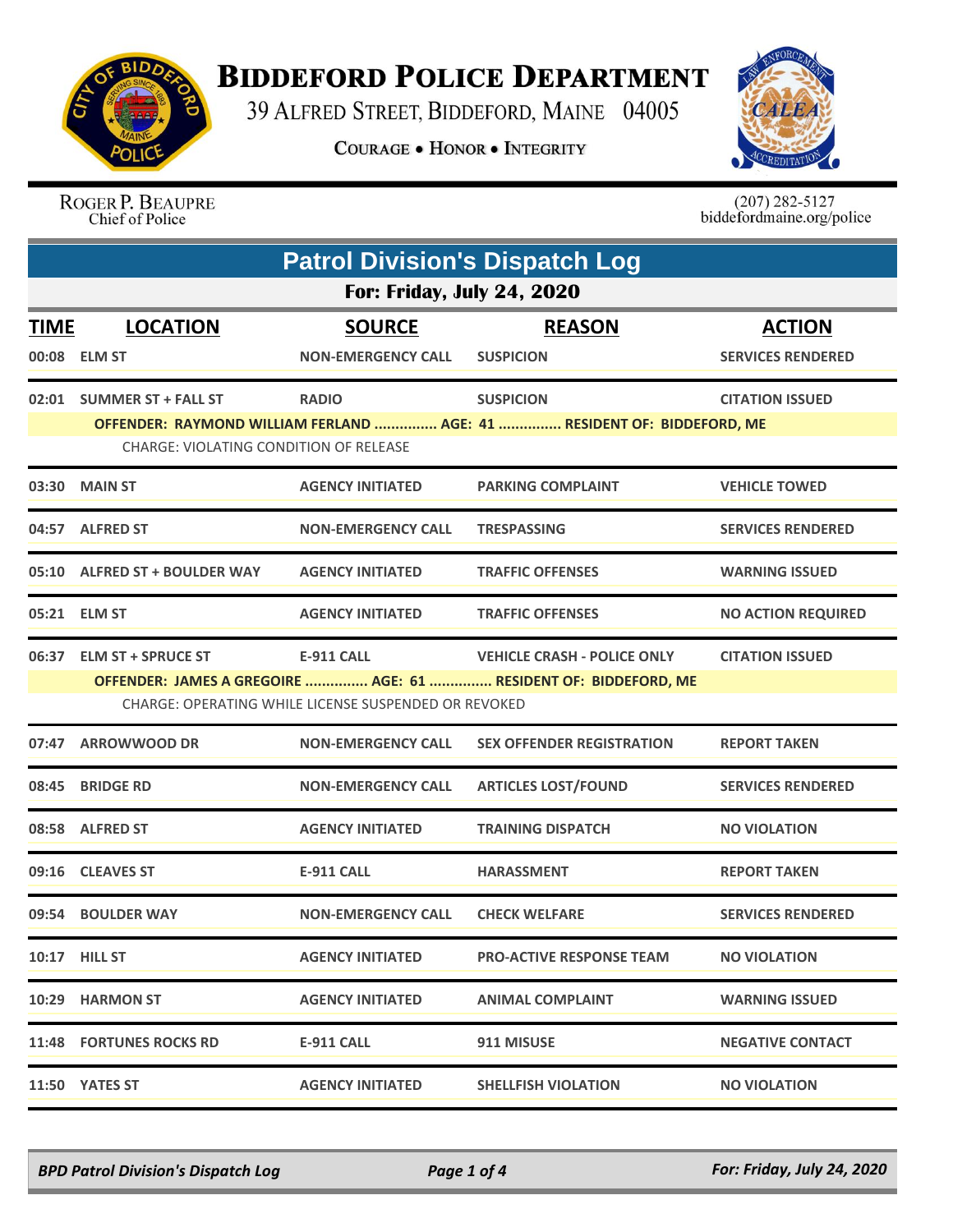# BIDDEFORD POLICE DEPARTMENT

39 ALFRED STREET, BIDDEFORD, MAINE 04005

COURAGE • HONOR • INTEGRITY

ROGER P. BEAUPRE
Chief of Police

(207) 282-5127
biddefordmaine.org/police

## Patrol Division's Dispatch Log

### For: Friday, July 24, 2020

| TIME | LOCATION | SOURCE | REASON | ACTION |
|---|---|---|---|---|
| 00:08 | ELM ST | NON-EMERGENCY CALL | SUSPICION | SERVICES RENDERED |
| 02:01 | SUMMER ST + FALL ST | RADIO | SUSPICION | CITATION ISSUED |
| | OFFENDER: RAYMOND WILLIAM FERLAND ............... AGE: 41 ............... RESIDENT OF: BIDDEFORD, ME | | | |
| | CHARGE: VIOLATING CONDITION OF RELEASE | | | |
| 03:30 | MAIN ST | AGENCY INITIATED | PARKING COMPLAINT | VEHICLE TOWED |
| 04:57 | ALFRED ST | NON-EMERGENCY CALL | TRESPASSING | SERVICES RENDERED |
| 05:10 | ALFRED ST + BOULDER WAY | AGENCY INITIATED | TRAFFIC OFFENSES | WARNING ISSUED |
| 05:21 | ELM ST | AGENCY INITIATED | TRAFFIC OFFENSES | NO ACTION REQUIRED |
| 06:37 | ELM ST + SPRUCE ST | E-911 CALL | VEHICLE CRASH - POLICE ONLY | CITATION ISSUED |
| | OFFENDER: JAMES A GREGOIRE ............... AGE: 61 ............... RESIDENT OF: BIDDEFORD, ME | | | |
| | CHARGE: OPERATING WHILE LICENSE SUSPENDED OR REVOKED | | | |
| 07:47 | ARROWWOOD DR | NON-EMERGENCY CALL | SEX OFFENDER REGISTRATION | REPORT TAKEN |
| 08:45 | BRIDGE RD | NON-EMERGENCY CALL | ARTICLES LOST/FOUND | SERVICES RENDERED |
| 08:58 | ALFRED ST | AGENCY INITIATED | TRAINING DISPATCH | NO VIOLATION |
| 09:16 | CLEAVES ST | E-911 CALL | HARASSMENT | REPORT TAKEN |
| 09:54 | BOULDER WAY | NON-EMERGENCY CALL | CHECK WELFARE | SERVICES RENDERED |
| 10:17 | HILL ST | AGENCY INITIATED | PRO-ACTIVE RESPONSE TEAM | NO VIOLATION |
| 10:29 | HARMON ST | AGENCY INITIATED | ANIMAL COMPLAINT | WARNING ISSUED |
| 11:48 | FORTUNES ROCKS RD | E-911 CALL | 911 MISUSE | NEGATIVE CONTACT |
| 11:50 | YATES ST | AGENCY INITIATED | SHELLFISH VIOLATION | NO VIOLATION |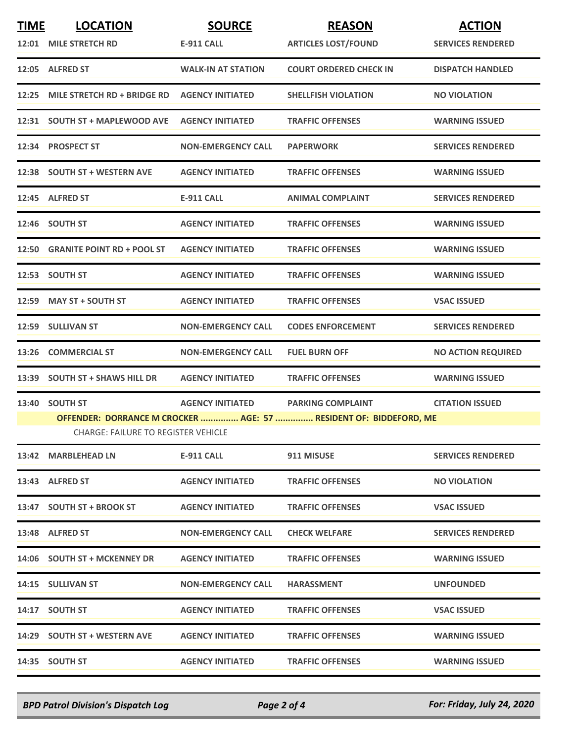| TIME | LOCATION | SOURCE | REASON | ACTION |
|---|---|---|---|---|
| 12:01 | MILE STRETCH RD | E-911 CALL | ARTICLES LOST/FOUND | SERVICES RENDERED |
| 12:05 | ALFRED ST | WALK-IN AT STATION | COURT ORDERED CHECK IN | DISPATCH HANDLED |
| 12:25 | MILE STRETCH RD + BRIDGE RD | AGENCY INITIATED | SHELLFISH VIOLATION | NO VIOLATION |
| 12:31 | SOUTH ST + MAPLEWOOD AVE | AGENCY INITIATED | TRAFFIC OFFENSES | WARNING ISSUED |
| 12:34 | PROSPECT ST | NON-EMERGENCY CALL | PAPERWORK | SERVICES RENDERED |
| 12:38 | SOUTH ST + WESTERN AVE | AGENCY INITIATED | TRAFFIC OFFENSES | WARNING ISSUED |
| 12:45 | ALFRED ST | E-911 CALL | ANIMAL COMPLAINT | SERVICES RENDERED |
| 12:46 | SOUTH ST | AGENCY INITIATED | TRAFFIC OFFENSES | WARNING ISSUED |
| 12:50 | GRANITE POINT RD + POOL ST | AGENCY INITIATED | TRAFFIC OFFENSES | WARNING ISSUED |
| 12:53 | SOUTH ST | AGENCY INITIATED | TRAFFIC OFFENSES | WARNING ISSUED |
| 12:59 | MAY ST + SOUTH ST | AGENCY INITIATED | TRAFFIC OFFENSES | VSAC ISSUED |
| 12:59 | SULLIVAN ST | NON-EMERGENCY CALL | CODES ENFORCEMENT | SERVICES RENDERED |
| 13:26 | COMMERCIAL ST | NON-EMERGENCY CALL | FUEL BURN OFF | NO ACTION REQUIRED |
| 13:39 | SOUTH ST + SHAWS HILL DR | AGENCY INITIATED | TRAFFIC OFFENSES | WARNING ISSUED |
| 13:40 | SOUTH ST | AGENCY INITIATED | PARKING COMPLAINT | CITATION ISSUED |
| | OFFENDER: DORRANCE M CROCKER ............... AGE: 57 ............... RESIDENT OF: BIDDEFORD, ME | | | |
| | CHARGE: FAILURE TO REGISTER VEHICLE | | | |
| 13:42 | MARBLEHEAD LN | E-911 CALL | 911 MISUSE | SERVICES RENDERED |
| 13:43 | ALFRED ST | AGENCY INITIATED | TRAFFIC OFFENSES | NO VIOLATION |
| 13:47 | SOUTH ST + BROOK ST | AGENCY INITIATED | TRAFFIC OFFENSES | VSAC ISSUED |
| 13:48 | ALFRED ST | NON-EMERGENCY CALL | CHECK WELFARE | SERVICES RENDERED |
| 14:06 | SOUTH ST + MCKENNEY DR | AGENCY INITIATED | TRAFFIC OFFENSES | WARNING ISSUED |
| 14:15 | SULLIVAN ST | NON-EMERGENCY CALL | HARASSMENT | UNFOUNDED |
| 14:17 | SOUTH ST | AGENCY INITIATED | TRAFFIC OFFENSES | VSAC ISSUED |
| 14:29 | SOUTH ST + WESTERN AVE | AGENCY INITIATED | TRAFFIC OFFENSES | WARNING ISSUED |
| 14:35 | SOUTH ST | AGENCY INITIATED | TRAFFIC OFFENSES | WARNING ISSUED |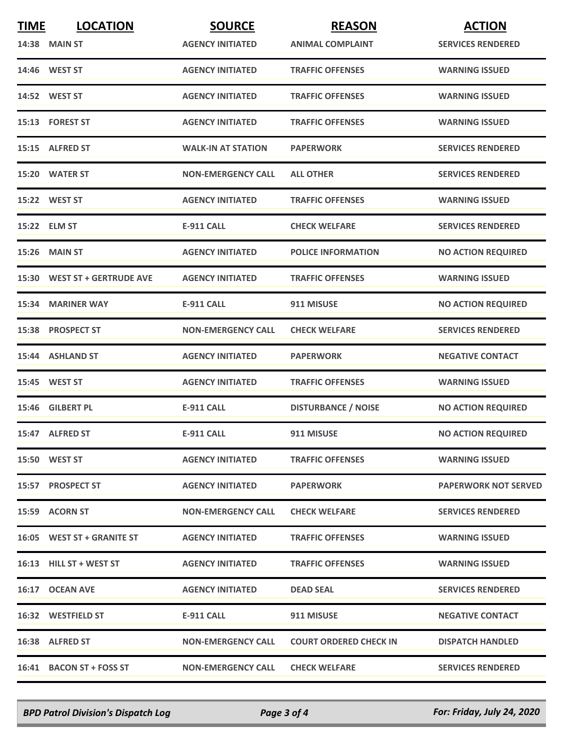| TIME | LOCATION | SOURCE | REASON | ACTION |
|---|---|---|---|---|
| 14:38 | MAIN ST | AGENCY INITIATED | ANIMAL COMPLAINT | SERVICES RENDERED |
| 14:46 | WEST ST | AGENCY INITIATED | TRAFFIC OFFENSES | WARNING ISSUED |
| 14:52 | WEST ST | AGENCY INITIATED | TRAFFIC OFFENSES | WARNING ISSUED |
| 15:13 | FOREST ST | AGENCY INITIATED | TRAFFIC OFFENSES | WARNING ISSUED |
| 15:15 | ALFRED ST | WALK-IN AT STATION | PAPERWORK | SERVICES RENDERED |
| 15:20 | WATER ST | NON-EMERGENCY CALL | ALL OTHER | SERVICES RENDERED |
| 15:22 | WEST ST | AGENCY INITIATED | TRAFFIC OFFENSES | WARNING ISSUED |
| 15:22 | ELM ST | E-911 CALL | CHECK WELFARE | SERVICES RENDERED |
| 15:26 | MAIN ST | AGENCY INITIATED | POLICE INFORMATION | NO ACTION REQUIRED |
| 15:30 | WEST ST + GERTRUDE AVE | AGENCY INITIATED | TRAFFIC OFFENSES | WARNING ISSUED |
| 15:34 | MARINER WAY | E-911 CALL | 911 MISUSE | NO ACTION REQUIRED |
| 15:38 | PROSPECT ST | NON-EMERGENCY CALL | CHECK WELFARE | SERVICES RENDERED |
| 15:44 | ASHLAND ST | AGENCY INITIATED | PAPERWORK | NEGATIVE CONTACT |
| 15:45 | WEST ST | AGENCY INITIATED | TRAFFIC OFFENSES | WARNING ISSUED |
| 15:46 | GILBERT PL | E-911 CALL | DISTURBANCE / NOISE | NO ACTION REQUIRED |
| 15:47 | ALFRED ST | E-911 CALL | 911 MISUSE | NO ACTION REQUIRED |
| 15:50 | WEST ST | AGENCY INITIATED | TRAFFIC OFFENSES | WARNING ISSUED |
| 15:57 | PROSPECT ST | AGENCY INITIATED | PAPERWORK | PAPERWORK NOT SERVED |
| 15:59 | ACORN ST | NON-EMERGENCY CALL | CHECK WELFARE | SERVICES RENDERED |
| 16:05 | WEST ST + GRANITE ST | AGENCY INITIATED | TRAFFIC OFFENSES | WARNING ISSUED |
| 16:13 | HILL ST + WEST ST | AGENCY INITIATED | TRAFFIC OFFENSES | WARNING ISSUED |
| 16:17 | OCEAN AVE | AGENCY INITIATED | DEAD SEAL | SERVICES RENDERED |
| 16:32 | WESTFIELD ST | E-911 CALL | 911 MISUSE | NEGATIVE CONTACT |
| 16:38 | ALFRED ST | NON-EMERGENCY CALL | COURT ORDERED CHECK IN | DISPATCH HANDLED |
| 16:41 | BACON ST + FOSS ST | NON-EMERGENCY CALL | CHECK WELFARE | SERVICES RENDERED |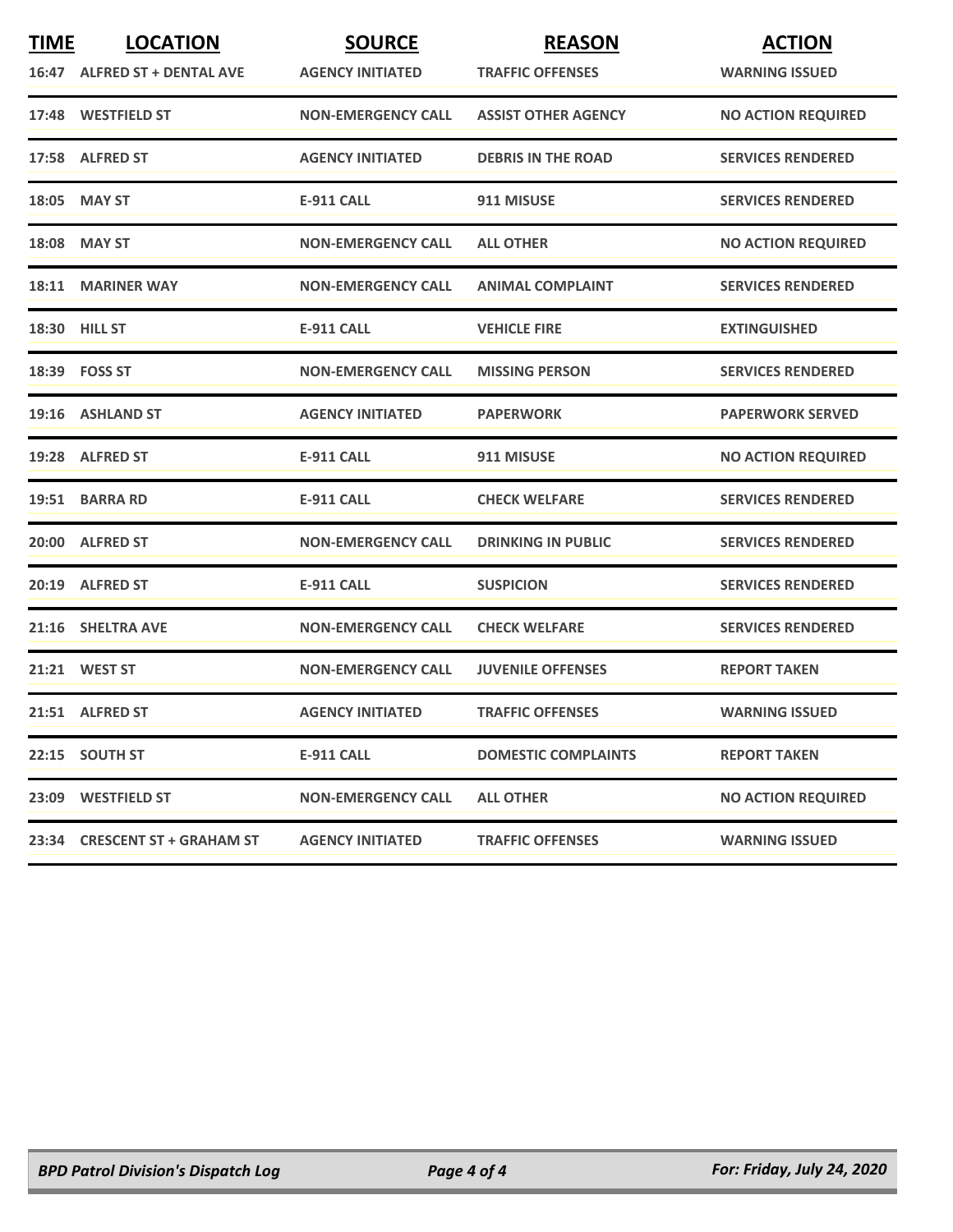| TIME | LOCATION | SOURCE | REASON | ACTION |
|---|---|---|---|---|
| 16:47 | ALFRED ST + DENTAL AVE | AGENCY INITIATED | TRAFFIC OFFENSES | WARNING ISSUED |
| 17:48 | WESTFIELD ST | NON-EMERGENCY CALL | ASSIST OTHER AGENCY | NO ACTION REQUIRED |
| 17:58 | ALFRED ST | AGENCY INITIATED | DEBRIS IN THE ROAD | SERVICES RENDERED |
| 18:05 | MAY ST | E-911 CALL | 911 MISUSE | SERVICES RENDERED |
| 18:08 | MAY ST | NON-EMERGENCY CALL | ALL OTHER | NO ACTION REQUIRED |
| 18:11 | MARINER WAY | NON-EMERGENCY CALL | ANIMAL COMPLAINT | SERVICES RENDERED |
| 18:30 | HILL ST | E-911 CALL | VEHICLE FIRE | EXTINGUISHED |
| 18:39 | FOSS ST | NON-EMERGENCY CALL | MISSING PERSON | SERVICES RENDERED |
| 19:16 | ASHLAND ST | AGENCY INITIATED | PAPERWORK | PAPERWORK SERVED |
| 19:28 | ALFRED ST | E-911 CALL | 911 MISUSE | NO ACTION REQUIRED |
| 19:51 | BARRA RD | E-911 CALL | CHECK WELFARE | SERVICES RENDERED |
| 20:00 | ALFRED ST | NON-EMERGENCY CALL | DRINKING IN PUBLIC | SERVICES RENDERED |
| 20:19 | ALFRED ST | E-911 CALL | SUSPICION | SERVICES RENDERED |
| 21:16 | SHELTRA AVE | NON-EMERGENCY CALL | CHECK WELFARE | SERVICES RENDERED |
| 21:21 | WEST ST | NON-EMERGENCY CALL | JUVENILE OFFENSES | REPORT TAKEN |
| 21:51 | ALFRED ST | AGENCY INITIATED | TRAFFIC OFFENSES | WARNING ISSUED |
| 22:15 | SOUTH ST | E-911 CALL | DOMESTIC COMPLAINTS | REPORT TAKEN |
| 23:09 | WESTFIELD ST | NON-EMERGENCY CALL | ALL OTHER | NO ACTION REQUIRED |
| 23:34 | CRESCENT ST + GRAHAM ST | AGENCY INITIATED | TRAFFIC OFFENSES | WARNING ISSUED |